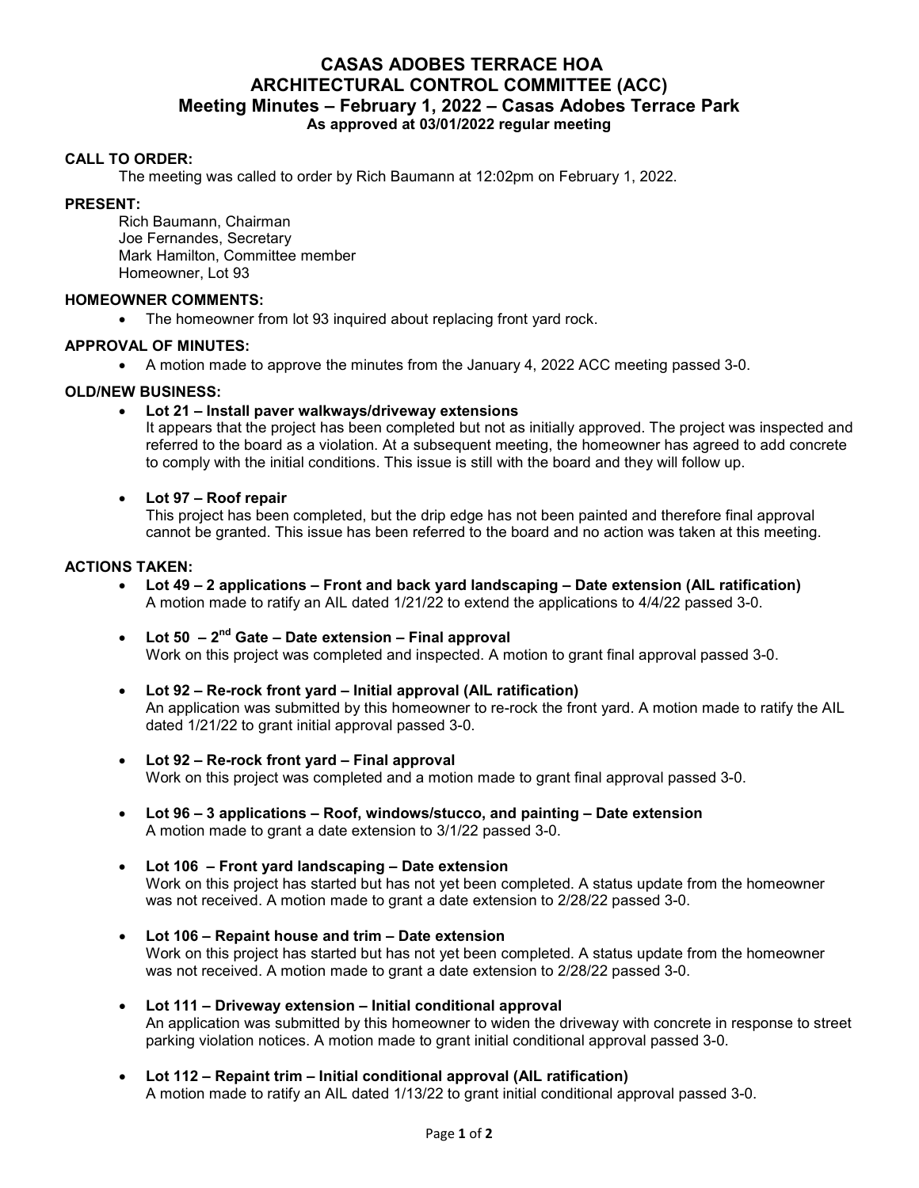# CASAS ADOBES TERRACE HOA
# ARCHITECTURAL CONTROL COMMITTEE (ACC)
## Meeting Minutes – February 1, 2022 – Casas Adobes Terrace Park
### As approved at 03/01/2022 regular meeting

**CALL TO ORDER:**

The meeting was called to order by Rich Baumann at 12:02pm on February 1, 2022.

**PRESENT:**

Rich Baumann, Chairman
Joe Fernandes, Secretary
Mark Hamilton, Committee member
Homeowner, Lot 93

**HOMEOWNER COMMENTS:**

- The homeowner from lot 93 inquired about replacing front yard rock.

**APPROVAL OF MINUTES:**

- A motion made to approve the minutes from the January 4, 2022 ACC meeting passed 3-0.

**OLD/NEW BUSINESS:**

- **Lot 21 – Install paver walkways/driveway extensions**
  It appears that the project has been completed but not as initially approved. The project was inspected and referred to the board as a violation. At a subsequent meeting, the homeowner has agreed to add concrete to comply with the initial conditions. This issue is still with the board and they will follow up.

- **Lot 97 – Roof repair**
  This project has been completed, but the drip edge has not been painted and therefore final approval cannot be granted. This issue has been referred to the board and no action was taken at this meeting.

**ACTIONS TAKEN:**

- **Lot 49 – 2 applications – Front and back yard landscaping – Date extension (AIL ratification)**
  A motion made to ratify an AIL dated 1/21/22 to extend the applications to 4/4/22 passed 3-0.

- **Lot 50 – 2nd Gate – Date extension – Final approval**
  Work on this project was completed and inspected. A motion to grant final approval passed 3-0.

- **Lot 92 – Re-rock front yard – Initial approval (AIL ratification)**
  An application was submitted by this homeowner to re-rock the front yard. A motion made to ratify the AIL dated 1/21/22 to grant initial approval passed 3-0.

- **Lot 92 – Re-rock front yard – Final approval**
  Work on this project was completed and a motion made to grant final approval passed 3-0.

- **Lot 96 – 3 applications – Roof, windows/stucco, and painting – Date extension**
  A motion made to grant a date extension to 3/1/22 passed 3-0.

- **Lot 106 – Front yard landscaping – Date extension**
  Work on this project has started but has not yet been completed. A status update from the homeowner was not received. A motion made to grant a date extension to 2/28/22 passed 3-0.

- **Lot 106 – Repaint house and trim – Date extension**
  Work on this project has started but has not yet been completed. A status update from the homeowner was not received. A motion made to grant a date extension to 2/28/22 passed 3-0.

- **Lot 111 – Driveway extension – Initial conditional approval**
  An application was submitted by this homeowner to widen the driveway with concrete in response to street parking violation notices. A motion made to grant initial conditional approval passed 3-0.

- **Lot 112 – Repaint trim – Initial conditional approval (AIL ratification)**
  A motion made to ratify an AIL dated 1/13/22 to grant initial conditional approval passed 3-0.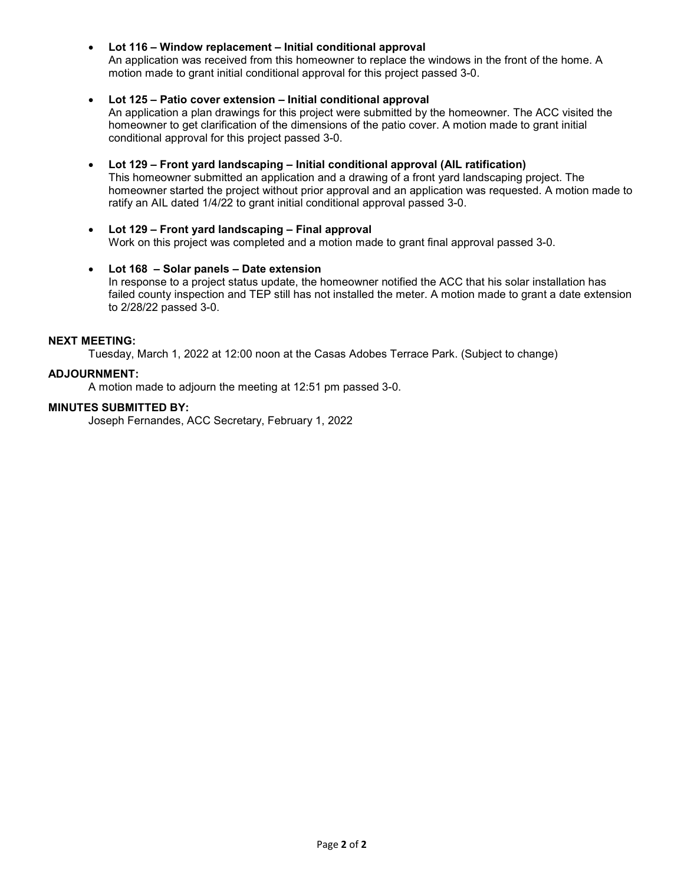- **Lot 116 – Window replacement – Initial conditional approval**
  An application was received from this homeowner to replace the windows in the front of the home. A motion made to grant initial conditional approval for this project passed 3-0.

- **Lot 125 – Patio cover extension – Initial conditional approval**
  An application a plan drawings for this project were submitted by the homeowner. The ACC visited the homeowner to get clarification of the dimensions of the patio cover. A motion made to grant initial conditional approval for this project passed 3-0.

- **Lot 129 – Front yard landscaping – Initial conditional approval (AIL ratification)**
  This homeowner submitted an application and a drawing of a front yard landscaping project. The homeowner started the project without prior approval and an application was requested. A motion made to ratify an AIL dated 1/4/22 to grant initial conditional approval passed 3-0.

- **Lot 129 – Front yard landscaping – Final approval**
  Work on this project was completed and a motion made to grant final approval passed 3-0.

- **Lot 168 – Solar panels – Date extension**
  In response to a project status update, the homeowner notified the ACC that his solar installation has failed county inspection and TEP still has not installed the meter. A motion made to grant a date extension to 2/28/22 passed 3-0.

**NEXT MEETING:**

Tuesday, March 1, 2022 at 12:00 noon at the Casas Adobes Terrace Park. (Subject to change)

**ADJOURNMENT:**

A motion made to adjourn the meeting at 12:51 pm passed 3-0.

**MINUTES SUBMITTED BY:**

Joseph Fernandes, ACC Secretary, February 1, 2022